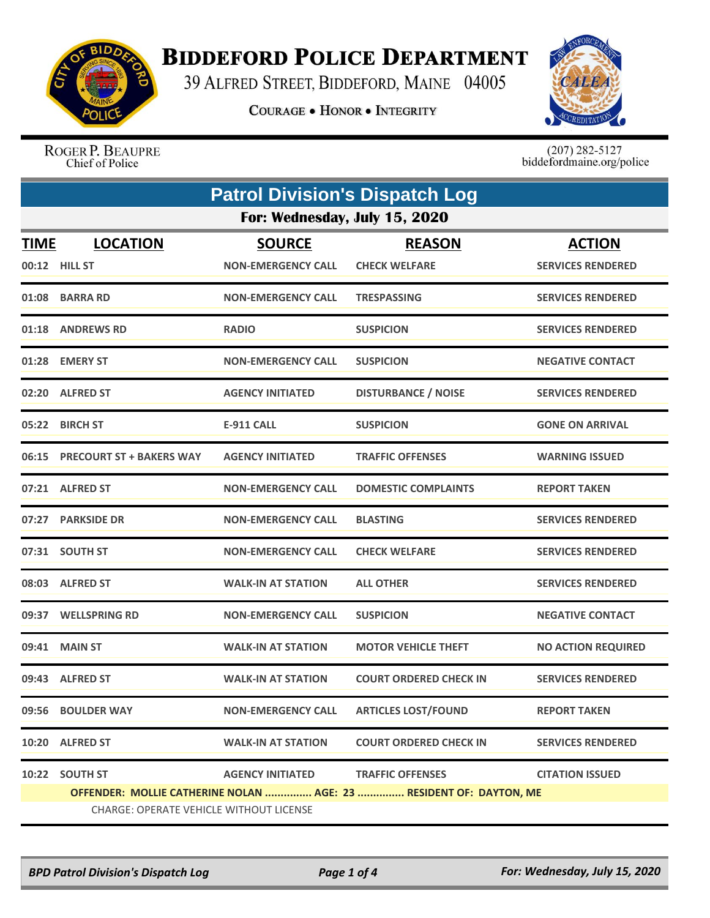# BIDDEFORD POLICE DEPARTMENT

39 ALFRED STREET, BIDDEFORD, MAINE 04005

COURAGE • HONOR • INTEGRITY

ROGER P. BEAUPRE
Chief of Police

(207) 282-5127
biddefordmaine.org/police

## Patrol Division's Dispatch Log

### For: Wednesday, July 15, 2020

| TIME | LOCATION | SOURCE | REASON | ACTION |
|---|---|---|---|---|
| 00:12 | HILL ST | NON-EMERGENCY CALL | CHECK WELFARE | SERVICES RENDERED |
| 01:08 | BARRA RD | NON-EMERGENCY CALL | TRESPASSING | SERVICES RENDERED |
| 01:18 | ANDREWS RD | RADIO | SUSPICION | SERVICES RENDERED |
| 01:28 | EMERY ST | NON-EMERGENCY CALL | SUSPICION | NEGATIVE CONTACT |
| 02:20 | ALFRED ST | AGENCY INITIATED | DISTURBANCE / NOISE | SERVICES RENDERED |
| 05:22 | BIRCH ST | E-911 CALL | SUSPICION | GONE ON ARRIVAL |
| 06:15 | PRECOURT ST + BAKERS WAY | AGENCY INITIATED | TRAFFIC OFFENSES | WARNING ISSUED |
| 07:21 | ALFRED ST | NON-EMERGENCY CALL | DOMESTIC COMPLAINTS | REPORT TAKEN |
| 07:27 | PARKSIDE DR | NON-EMERGENCY CALL | BLASTING | SERVICES RENDERED |
| 07:31 | SOUTH ST | NON-EMERGENCY CALL | CHECK WELFARE | SERVICES RENDERED |
| 08:03 | ALFRED ST | WALK-IN AT STATION | ALL OTHER | SERVICES RENDERED |
| 09:37 | WELLSPRING RD | NON-EMERGENCY CALL | SUSPICION | NEGATIVE CONTACT |
| 09:41 | MAIN ST | WALK-IN AT STATION | MOTOR VEHICLE THEFT | NO ACTION REQUIRED |
| 09:43 | ALFRED ST | WALK-IN AT STATION | COURT ORDERED CHECK IN | SERVICES RENDERED |
| 09:56 | BOULDER WAY | NON-EMERGENCY CALL | ARTICLES LOST/FOUND | REPORT TAKEN |
| 10:20 | ALFRED ST | WALK-IN AT STATION | COURT ORDERED CHECK IN | SERVICES RENDERED |
| 10:22 | SOUTH ST | AGENCY INITIATED | TRAFFIC OFFENSES | CITATION ISSUED |

OFFENDER: MOLLIE CATHERINE NOLAN ............... AGE: 23 ............... RESIDENT OF: DAYTON, ME

CHARGE: OPERATE VEHICLE WITHOUT LICENSE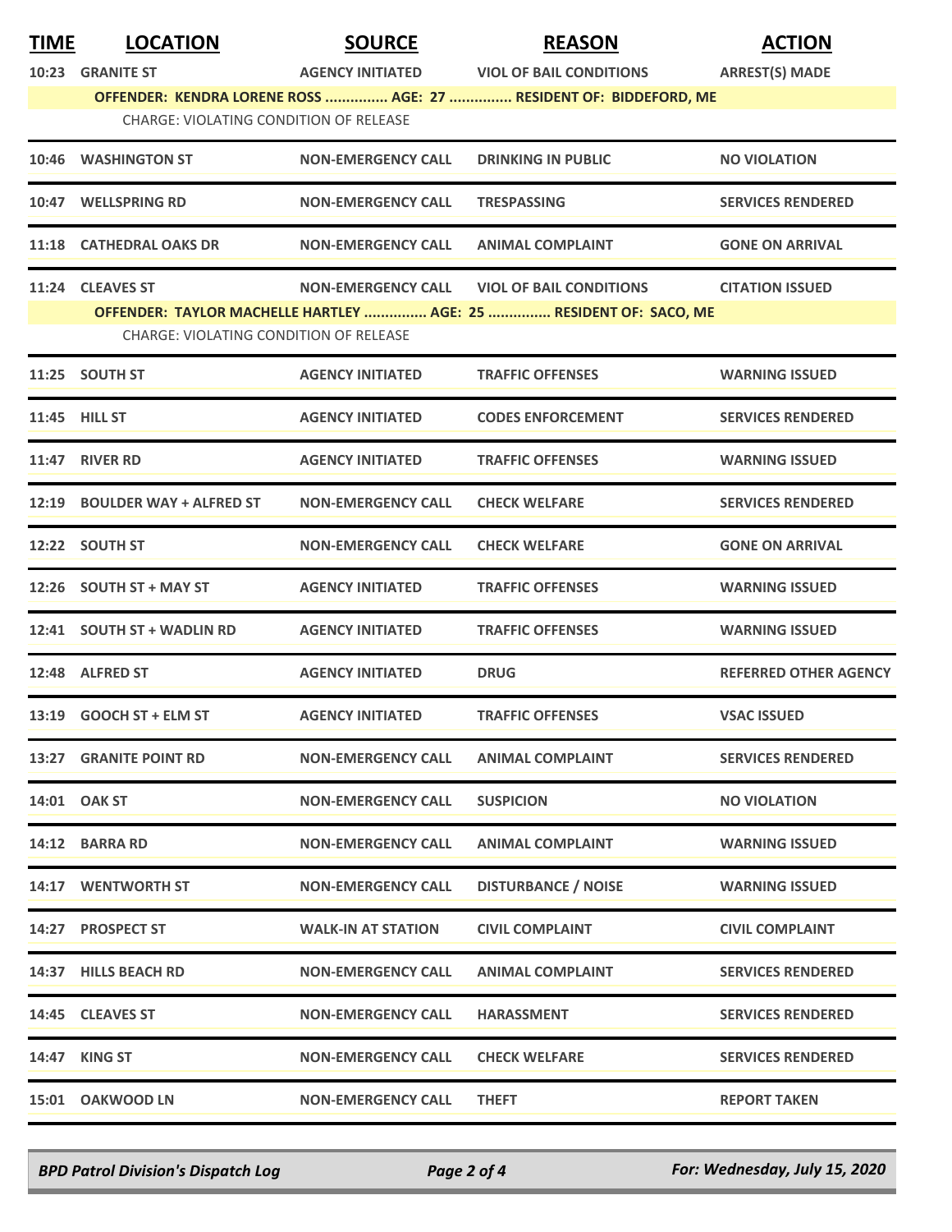| TIME | LOCATION | SOURCE | REASON | ACTION |
|---|---|---|---|---|
| 10:23 | GRANITE ST | AGENCY INITIATED | VIOL OF BAIL CONDITIONS | ARREST(S) MADE |
| | OFFENDER: KENDRA LORENE ROSS ............... AGE: 27 ............... RESIDENT OF: BIDDEFORD, ME | | | |
| | CHARGE: VIOLATING CONDITION OF RELEASE | | | |
| 10:46 | WASHINGTON ST | NON-EMERGENCY CALL | DRINKING IN PUBLIC | NO VIOLATION |
| 10:47 | WELLSPRING RD | NON-EMERGENCY CALL | TRESPASSING | SERVICES RENDERED |
| 11:18 | CATHEDRAL OAKS DR | NON-EMERGENCY CALL | ANIMAL COMPLAINT | GONE ON ARRIVAL |
| 11:24 | CLEAVES ST | NON-EMERGENCY CALL | VIOL OF BAIL CONDITIONS | CITATION ISSUED |
| | OFFENDER: TAYLOR MACHELLE HARTLEY ............... AGE: 25 ............... RESIDENT OF: SACO, ME | | | |
| | CHARGE: VIOLATING CONDITION OF RELEASE | | | |
| 11:25 | SOUTH ST | AGENCY INITIATED | TRAFFIC OFFENSES | WARNING ISSUED |
| 11:45 | HILL ST | AGENCY INITIATED | CODES ENFORCEMENT | SERVICES RENDERED |
| 11:47 | RIVER RD | AGENCY INITIATED | TRAFFIC OFFENSES | WARNING ISSUED |
| 12:19 | BOULDER WAY + ALFRED ST | NON-EMERGENCY CALL | CHECK WELFARE | SERVICES RENDERED |
| 12:22 | SOUTH ST | NON-EMERGENCY CALL | CHECK WELFARE | GONE ON ARRIVAL |
| 12:26 | SOUTH ST + MAY ST | AGENCY INITIATED | TRAFFIC OFFENSES | WARNING ISSUED |
| 12:41 | SOUTH ST + WADLIN RD | AGENCY INITIATED | TRAFFIC OFFENSES | WARNING ISSUED |
| 12:48 | ALFRED ST | AGENCY INITIATED | DRUG | REFERRED OTHER AGENCY |
| 13:19 | GOOCH ST + ELM ST | AGENCY INITIATED | TRAFFIC OFFENSES | VSAC ISSUED |
| 13:27 | GRANITE POINT RD | NON-EMERGENCY CALL | ANIMAL COMPLAINT | SERVICES RENDERED |
| 14:01 | OAK ST | NON-EMERGENCY CALL | SUSPICION | NO VIOLATION |
| 14:12 | BARRA RD | NON-EMERGENCY CALL | ANIMAL COMPLAINT | WARNING ISSUED |
| 14:17 | WENTWORTH ST | NON-EMERGENCY CALL | DISTURBANCE / NOISE | WARNING ISSUED |
| 14:27 | PROSPECT ST | WALK-IN AT STATION | CIVIL COMPLAINT | CIVIL COMPLAINT |
| 14:37 | HILLS BEACH RD | NON-EMERGENCY CALL | ANIMAL COMPLAINT | SERVICES RENDERED |
| 14:45 | CLEAVES ST | NON-EMERGENCY CALL | HARASSMENT | SERVICES RENDERED |
| 14:47 | KING ST | NON-EMERGENCY CALL | CHECK WELFARE | SERVICES RENDERED |
| 15:01 | OAKWOOD LN | NON-EMERGENCY CALL | THEFT | REPORT TAKEN |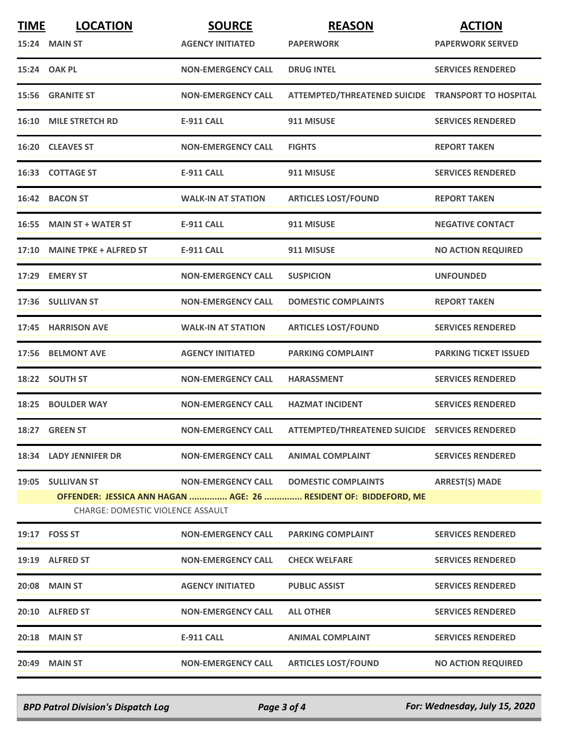| TIME | LOCATION | SOURCE | REASON | ACTION |
|---|---|---|---|---|
| 15:24 | MAIN ST | AGENCY INITIATED | PAPERWORK | PAPERWORK SERVED |
| 15:24 | OAK PL | NON-EMERGENCY CALL | DRUG INTEL | SERVICES RENDERED |
| 15:56 | GRANITE ST | NON-EMERGENCY CALL | ATTEMPTED/THREATENED SUICIDE | TRANSPORT TO HOSPITAL |
| 16:10 | MILE STRETCH RD | E-911 CALL | 911 MISUSE | SERVICES RENDERED |
| 16:20 | CLEAVES ST | NON-EMERGENCY CALL | FIGHTS | REPORT TAKEN |
| 16:33 | COTTAGE ST | E-911 CALL | 911 MISUSE | SERVICES RENDERED |
| 16:42 | BACON ST | WALK-IN AT STATION | ARTICLES LOST/FOUND | REPORT TAKEN |
| 16:55 | MAIN ST + WATER ST | E-911 CALL | 911 MISUSE | NEGATIVE CONTACT |
| 17:10 | MAINE TPKE + ALFRED ST | E-911 CALL | 911 MISUSE | NO ACTION REQUIRED |
| 17:29 | EMERY ST | NON-EMERGENCY CALL | SUSPICION | UNFOUNDED |
| 17:36 | SULLIVAN ST | NON-EMERGENCY CALL | DOMESTIC COMPLAINTS | REPORT TAKEN |
| 17:45 | HARRISON AVE | WALK-IN AT STATION | ARTICLES LOST/FOUND | SERVICES RENDERED |
| 17:56 | BELMONT AVE | AGENCY INITIATED | PARKING COMPLAINT | PARKING TICKET ISSUED |
| 18:22 | SOUTH ST | NON-EMERGENCY CALL | HARASSMENT | SERVICES RENDERED |
| 18:25 | BOULDER WAY | NON-EMERGENCY CALL | HAZMAT INCIDENT | SERVICES RENDERED |
| 18:27 | GREEN ST | NON-EMERGENCY CALL | ATTEMPTED/THREATENED SUICIDE | SERVICES RENDERED |
| 18:34 | LADY JENNIFER DR | NON-EMERGENCY CALL | ANIMAL COMPLAINT | SERVICES RENDERED |
| 19:05 | SULLIVAN ST | NON-EMERGENCY CALL | DOMESTIC COMPLAINTS | ARREST(S) MADE |
| | OFFENDER: JESSICA ANN HAGAN ............... AGE: 26 ............... RESIDENT OF: BIDDEFORD, ME | | | |
| | CHARGE: DOMESTIC VIOLENCE ASSAULT | | | |
| 19:17 | FOSS ST | NON-EMERGENCY CALL | PARKING COMPLAINT | SERVICES RENDERED |
| 19:19 | ALFRED ST | NON-EMERGENCY CALL | CHECK WELFARE | SERVICES RENDERED |
| 20:08 | MAIN ST | AGENCY INITIATED | PUBLIC ASSIST | SERVICES RENDERED |
| 20:10 | ALFRED ST | NON-EMERGENCY CALL | ALL OTHER | SERVICES RENDERED |
| 20:18 | MAIN ST | E-911 CALL | ANIMAL COMPLAINT | SERVICES RENDERED |
| 20:49 | MAIN ST | NON-EMERGENCY CALL | ARTICLES LOST/FOUND | NO ACTION REQUIRED |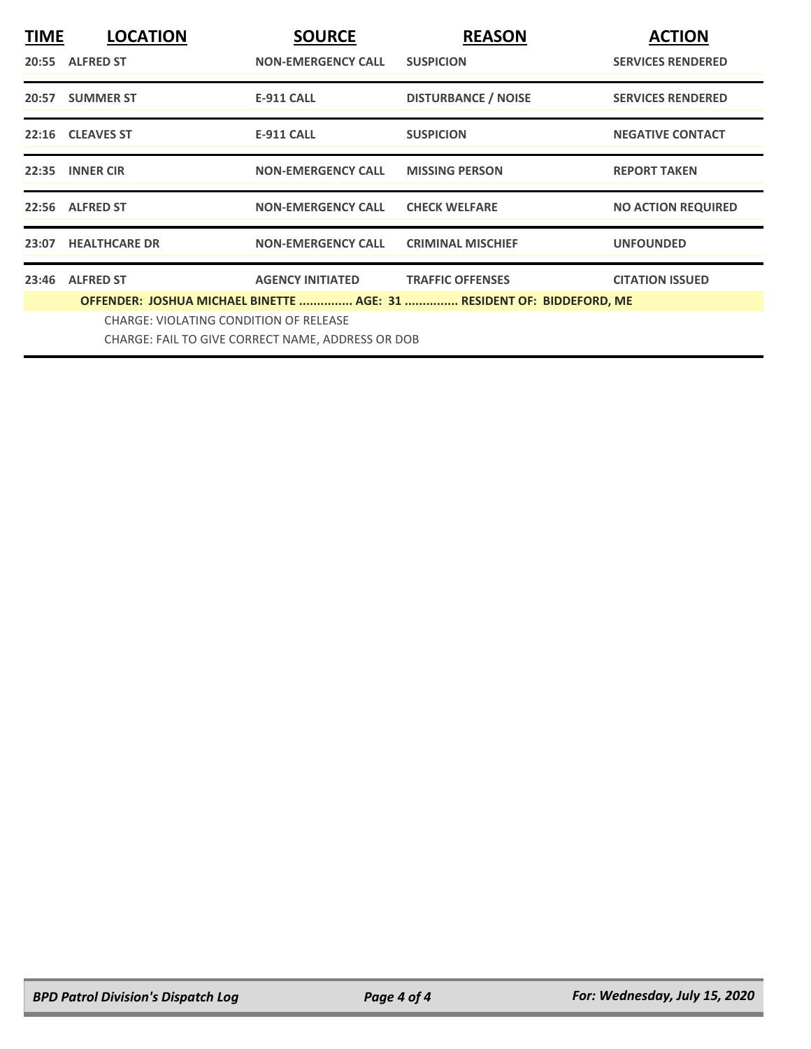| TIME | LOCATION | SOURCE | REASON | ACTION |
|---|---|---|---|---|
| 20:55 | ALFRED ST | NON-EMERGENCY CALL | SUSPICION | SERVICES RENDERED |
| 20:57 | SUMMER ST | E-911 CALL | DISTURBANCE / NOISE | SERVICES RENDERED |
| 22:16 | CLEAVES ST | E-911 CALL | SUSPICION | NEGATIVE CONTACT |
| 22:35 | INNER CIR | NON-EMERGENCY CALL | MISSING PERSON | REPORT TAKEN |
| 22:56 | ALFRED ST | NON-EMERGENCY CALL | CHECK WELFARE | NO ACTION REQUIRED |
| 23:07 | HEALTHCARE DR | NON-EMERGENCY CALL | CRIMINAL MISCHIEF | UNFOUNDED |
| 23:46 | ALFRED ST | AGENCY INITIATED | TRAFFIC OFFENSES | CITATION ISSUED |

**OFFENDER: JOSHUA MICHAEL BINETTE ............... AGE: 31 ............... RESIDENT OF: BIDDEFORD, ME**

CHARGE: VIOLATING CONDITION OF RELEASE

CHARGE: FAIL TO GIVE CORRECT NAME, ADDRESS OR DOB

*BPD Patrol Division's Dispatch Log* — *For: Wednesday, July 15, 2020*